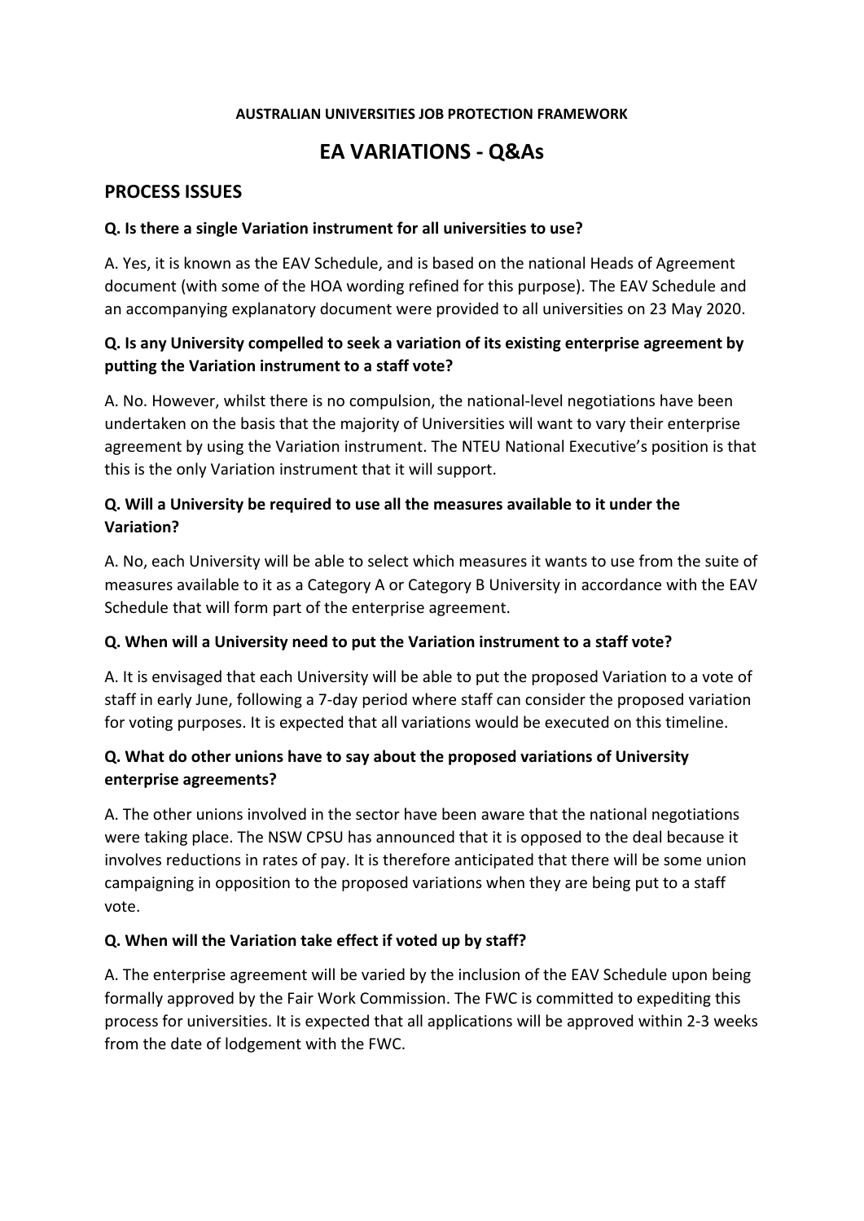**AUSTRALIAN UNIVERSITIES JOB PROTECTION FRAMEWORK**

# EA VARIATIONS - Q&As

## PROCESS ISSUES

**Q. Is there a single Variation instrument for all universities to use?**

A. Yes, it is known as the EAV Schedule, and is based on the national Heads of Agreement document (with some of the HOA wording refined for this purpose). The EAV Schedule and an accompanying explanatory document were provided to all universities on 23 May 2020.

**Q. Is any University compelled to seek a variation of its existing enterprise agreement by putting the Variation instrument to a staff vote?**

A. No. However, whilst there is no compulsion, the national-level negotiations have been undertaken on the basis that the majority of Universities will want to vary their enterprise agreement by using the Variation instrument. The NTEU National Executive's position is that this is the only Variation instrument that it will support.

**Q. Will a University be required to use all the measures available to it under the Variation?**

A. No, each University will be able to select which measures it wants to use from the suite of measures available to it as a Category A or Category B University in accordance with the EAV Schedule that will form part of the enterprise agreement.

**Q. When will a University need to put the Variation instrument to a staff vote?**

A. It is envisaged that each University will be able to put the proposed Variation to a vote of staff in early June, following a 7-day period where staff can consider the proposed variation for voting purposes. It is expected that all variations would be executed on this timeline.

**Q. What do other unions have to say about the proposed variations of University enterprise agreements?**

A. The other unions involved in the sector have been aware that the national negotiations were taking place. The NSW CPSU has announced that it is opposed to the deal because it involves reductions in rates of pay. It is therefore anticipated that there will be some union campaigning in opposition to the proposed variations when they are being put to a staff vote.

**Q. When will the Variation take effect if voted up by staff?**

A. The enterprise agreement will be varied by the inclusion of the EAV Schedule upon being formally approved by the Fair Work Commission. The FWC is committed to expediting this process for universities. It is expected that all applications will be approved within 2-3 weeks from the date of lodgement with the FWC.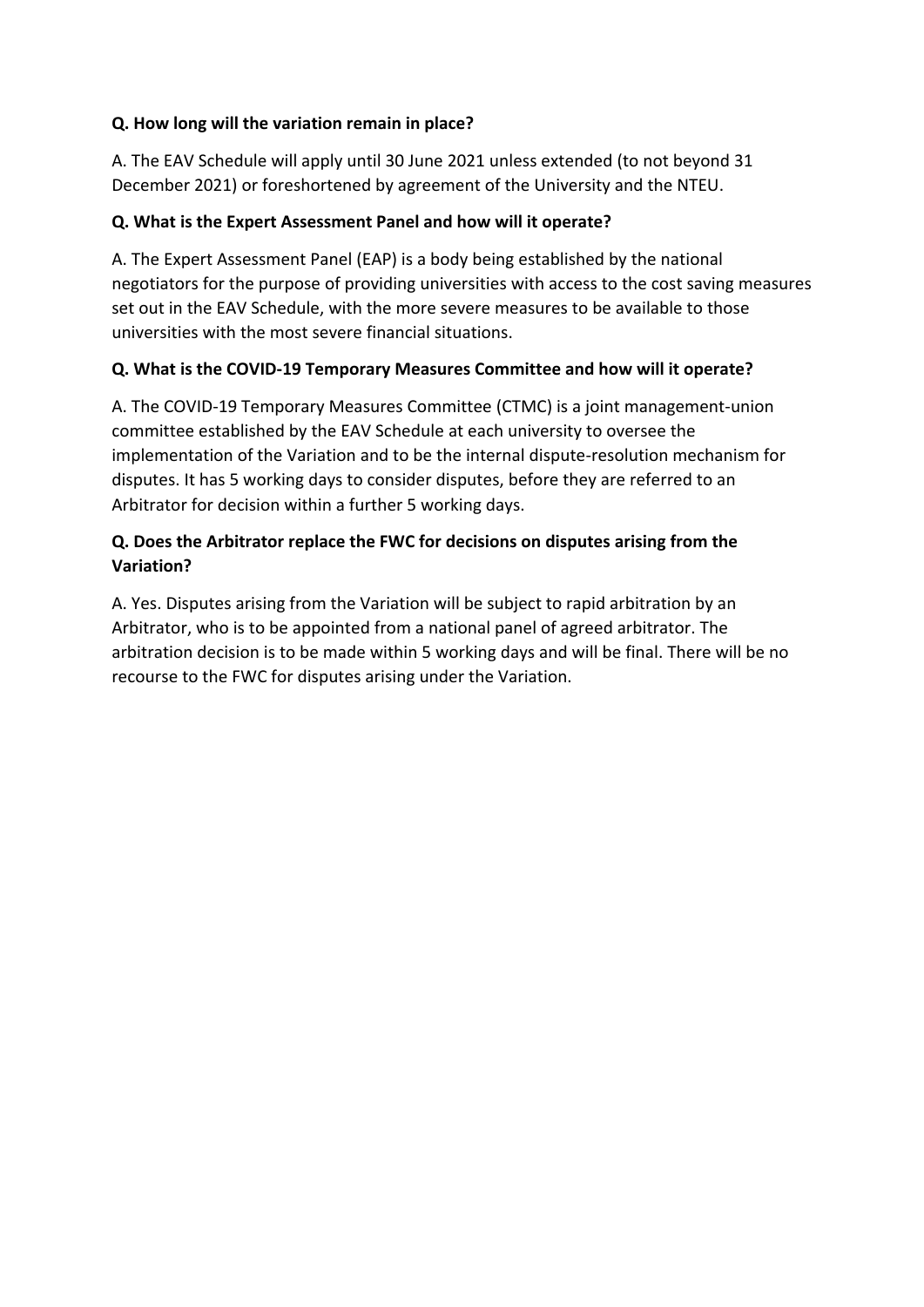**Q. How long will the variation remain in place?**

A. The EAV Schedule will apply until 30 June 2021 unless extended (to not beyond 31 December 2021) or foreshortened by agreement of the University and the NTEU.

**Q. What is the Expert Assessment Panel and how will it operate?**

A. The Expert Assessment Panel (EAP) is a body being established by the national negotiators for the purpose of providing universities with access to the cost saving measures set out in the EAV Schedule, with the more severe measures to be available to those universities with the most severe financial situations.

**Q. What is the COVID-19 Temporary Measures Committee and how will it operate?**

A. The COVID-19 Temporary Measures Committee (CTMC) is a joint management-union committee established by the EAV Schedule at each university to oversee the implementation of the Variation and to be the internal dispute-resolution mechanism for disputes. It has 5 working days to consider disputes, before they are referred to an Arbitrator for decision within a further 5 working days.

**Q. Does the Arbitrator replace the FWC for decisions on disputes arising from the Variation?**

A. Yes. Disputes arising from the Variation will be subject to rapid arbitration by an Arbitrator, who is to be appointed from a national panel of agreed arbitrator. The arbitration decision is to be made within 5 working days and will be final. There will be no recourse to the FWC for disputes arising under the Variation.